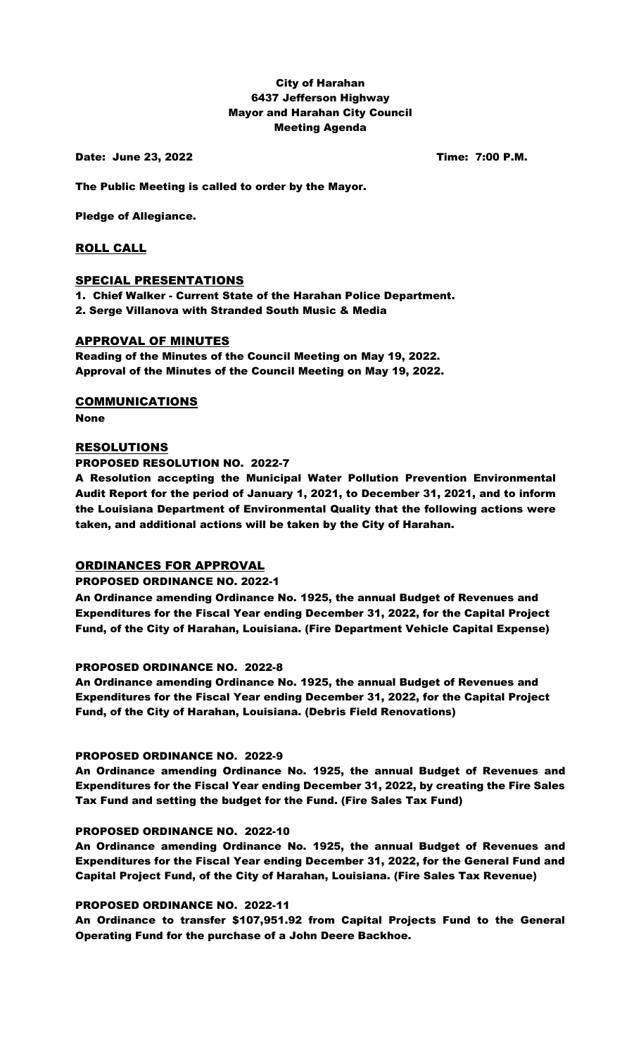# City of Harahan
## 6437 Jefferson Highway
## Mayor and Harahan City Council
## Meeting Agenda

**Date: June 23, 2022** **Time: 7:00 P.M.**

**The Public Meeting is called to order by the Mayor.**

**Pledge of Allegiance.**

## ROLL CALL

## SPECIAL PRESENTATIONS

1. **Chief Walker - Current State of the Harahan Police Department.**
2. **Serge Villanova with Stranded South Music & Media**

## APPROVAL OF MINUTES

**Reading of the Minutes of the Council Meeting on May 19, 2022.**
**Approval of the Minutes of the Council Meeting on May 19, 2022.**

## COMMUNICATIONS

**None**

## RESOLUTIONS

### PROPOSED RESOLUTION NO. 2022-7

**A Resolution accepting the Municipal Water Pollution Prevention Environmental Audit Report for the period of January 1, 2021, to December 31, 2021, and to inform the Louisiana Department of Environmental Quality that the following actions were taken, and additional actions will be taken by the City of Harahan.**

## ORDINANCES FOR APPROVAL

### PROPOSED ORDINANCE NO. 2022-1

**An Ordinance amending Ordinance No. 1925, the annual Budget of Revenues and Expenditures for the Fiscal Year ending December 31, 2022, for the Capital Project Fund, of the City of Harahan, Louisiana. (Fire Department Vehicle Capital Expense)**

### PROPOSED ORDINANCE NO. 2022-8

**An Ordinance amending Ordinance No. 1925, the annual Budget of Revenues and Expenditures for the Fiscal Year ending December 31, 2022, for the Capital Project Fund, of the City of Harahan, Louisiana. (Debris Field Renovations)**

### PROPOSED ORDINANCE NO. 2022-9

**An Ordinance amending Ordinance No. 1925, the annual Budget of Revenues and Expenditures for the Fiscal Year ending December 31, 2022, by creating the Fire Sales Tax Fund and setting the budget for the Fund. (Fire Sales Tax Fund)**

### PROPOSED ORDINANCE NO. 2022-10

**An Ordinance amending Ordinance No. 1925, the annual Budget of Revenues and Expenditures for the Fiscal Year ending December 31, 2022, for the General Fund and Capital Project Fund, of the City of Harahan, Louisiana. (Fire Sales Tax Revenue)**

### PROPOSED ORDINANCE NO. 2022-11

**An Ordinance to transfer $107,951.92 from Capital Projects Fund to the General Operating Fund for the purchase of a John Deere Backhoe.**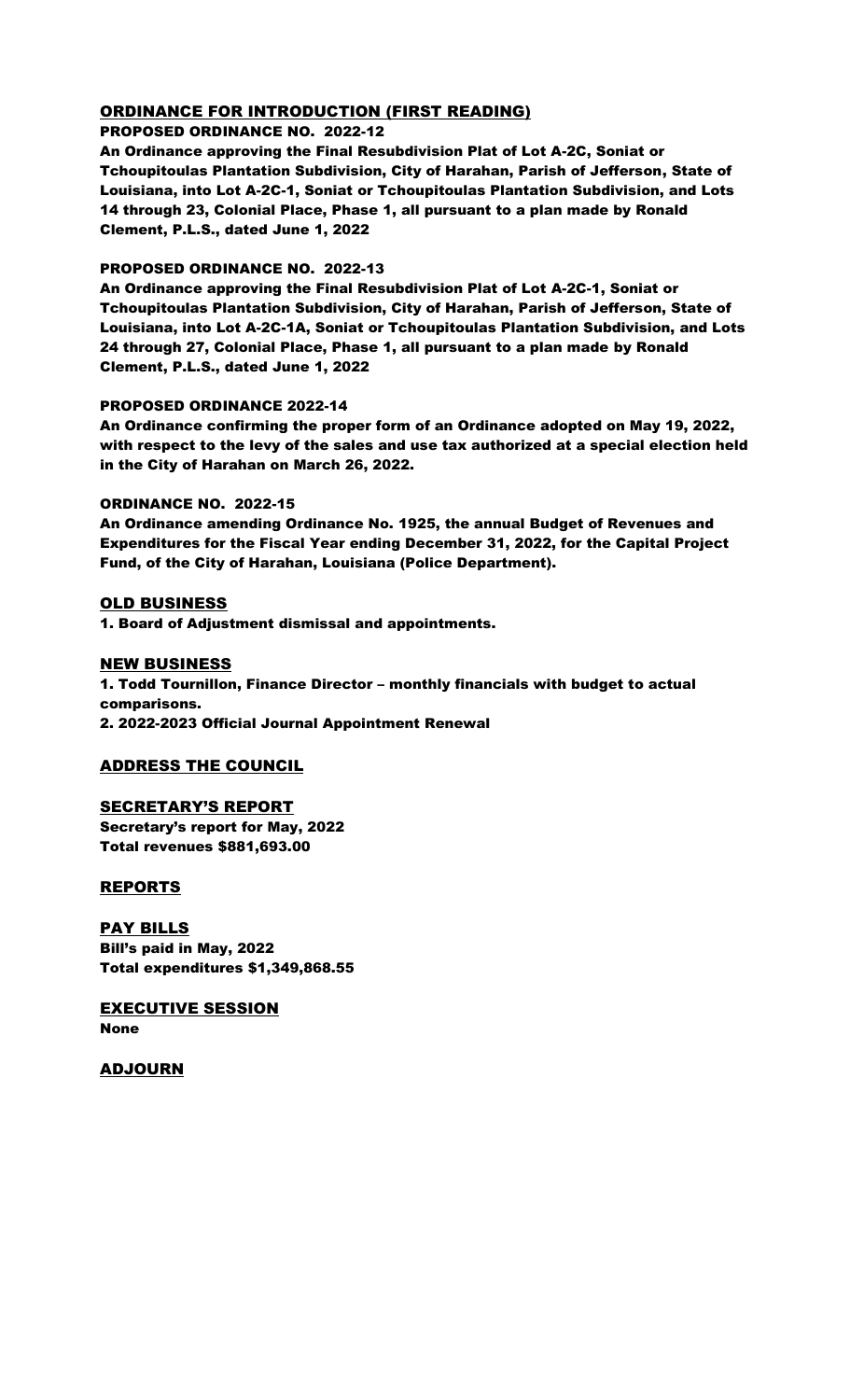## ORDINANCE FOR INTRODUCTION (FIRST READING)

**PROPOSED ORDINANCE NO. 2022-12**

**An Ordinance approving the Final Resubdivision Plat of Lot A-2C, Soniat or Tchoupitoulas Plantation Subdivision, City of Harahan, Parish of Jefferson, State of Louisiana, into Lot A-2C-1, Soniat or Tchoupitoulas Plantation Subdivision, and Lots 14 through 23, Colonial Place, Phase 1, all pursuant to a plan made by Ronald Clement, P.L.S., dated June 1, 2022**

**PROPOSED ORDINANCE NO. 2022-13**

**An Ordinance approving the Final Resubdivision Plat of Lot A-2C-1, Soniat or Tchoupitoulas Plantation Subdivision, City of Harahan, Parish of Jefferson, State of Louisiana, into Lot A-2C-1A, Soniat or Tchoupitoulas Plantation Subdivision, and Lots 24 through 27, Colonial Place, Phase 1, all pursuant to a plan made by Ronald Clement, P.L.S., dated June 1, 2022**

**PROPOSED ORDINANCE 2022-14**

**An Ordinance confirming the proper form of an Ordinance adopted on May 19, 2022, with respect to the levy of the sales and use tax authorized at a special election held in the City of Harahan on March 26, 2022.**

**ORDINANCE NO. 2022-15**

**An Ordinance amending Ordinance No. 1925, the annual Budget of Revenues and Expenditures for the Fiscal Year ending December 31, 2022, for the Capital Project Fund, of the City of Harahan, Louisiana (Police Department).**

## OLD BUSINESS

**1. Board of Adjustment dismissal and appointments.**

## NEW BUSINESS

**1. Todd Tournillon, Finance Director – monthly financials with budget to actual comparisons.**
**2. 2022-2023 Official Journal Appointment Renewal**

## ADDRESS THE COUNCIL

## SECRETARY'S REPORT

**Secretary's report for May, 2022**
**Total revenues $881,693.00**

## REPORTS

## PAY BILLS

**Bill's paid in May, 2022**
**Total expenditures $1,349,868.55**

## EXECUTIVE SESSION

**None**

## ADJOURN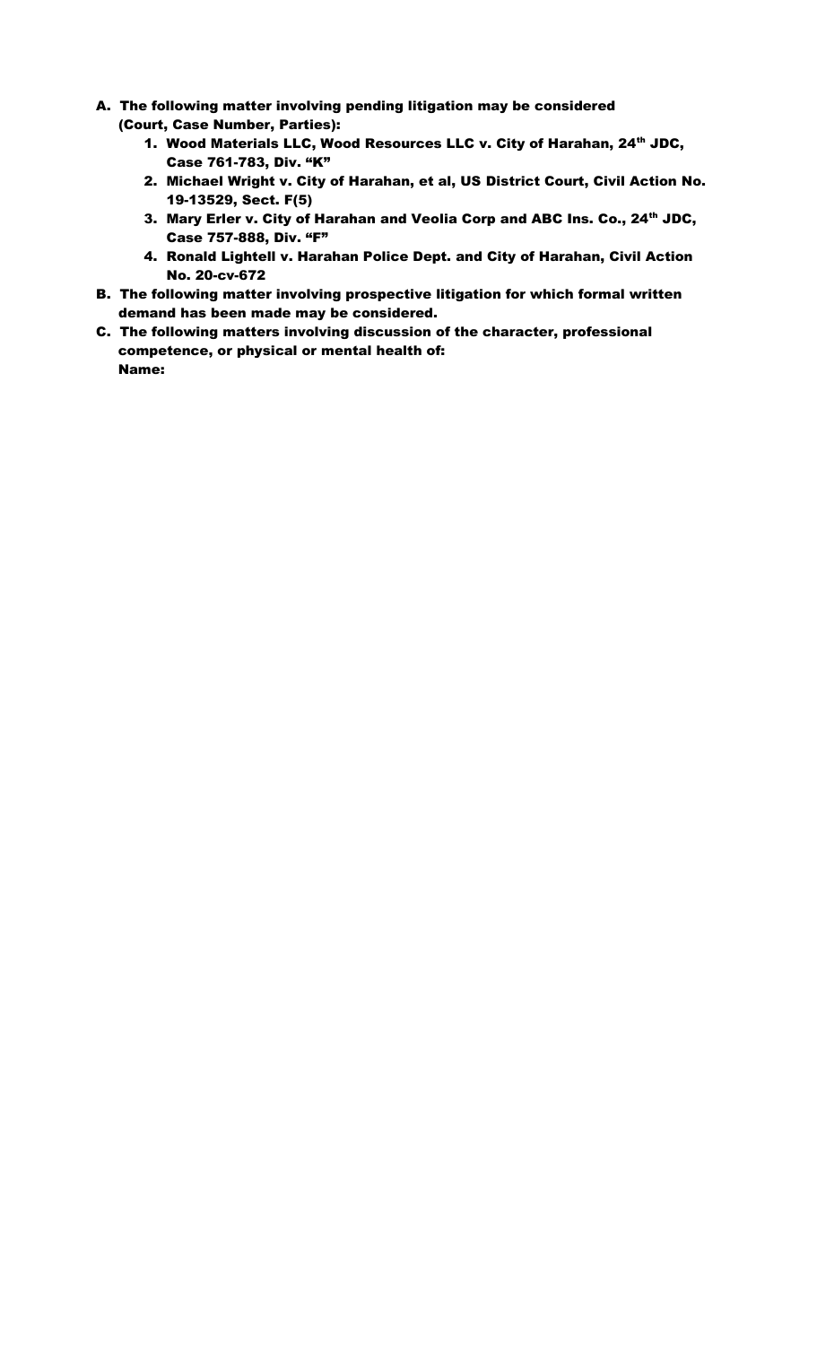**A. The following matter involving pending litigation may be considered (Court, Case Number, Parties):**

1. **Wood Materials LLC, Wood Resources LLC v. City of Harahan, 24th JDC, Case 761-783, Div. "K"**
2. **Michael Wright v. City of Harahan, et al, US District Court, Civil Action No. 19-13529, Sect. F(5)**
3. **Mary Erler v. City of Harahan and Veolia Corp and ABC Ins. Co., 24th JDC, Case 757-888, Div. "F"**
4. **Ronald Lightell v. Harahan Police Dept. and City of Harahan, Civil Action No. 20-cv-672**

**B. The following matter involving prospective litigation for which formal written demand has been made may be considered.**

**C. The following matters involving discussion of the character, professional competence, or physical or mental health of:**

**Name:**